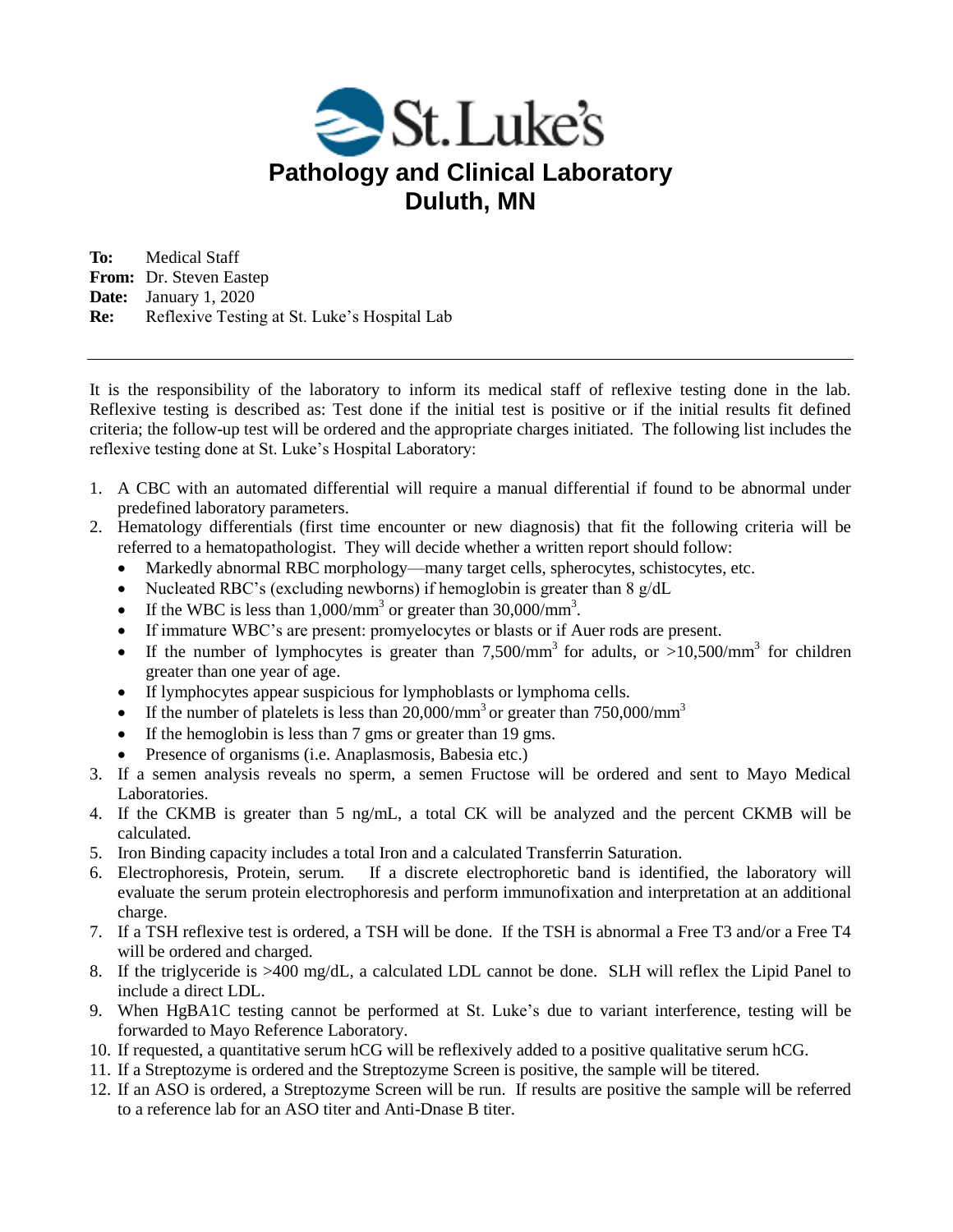St. Luke's

# Pathology and Clinical Laboratory
# Duluth, MN

**To:** Medical Staff
**From:** Dr. Steven Eastep
**Date:** January 1, 2020
**Re:** Reflexive Testing at St. Luke's Hospital Lab

---

It is the responsibility of the laboratory to inform its medical staff of reflexive testing done in the lab. Reflexive testing is described as: Test done if the initial test is positive or if the initial results fit defined criteria; the follow-up test will be ordered and the appropriate charges initiated. The following list includes the reflexive testing done at St. Luke's Hospital Laboratory:

1. A CBC with an automated differential will require a manual differential if found to be abnormal under predefined laboratory parameters.
2. Hematology differentials (first time encounter or new diagnosis) that fit the following criteria will be referred to a hematopathologist. They will decide whether a written report should follow:
   - Markedly abnormal RBC morphology—many target cells, spherocytes, schistocytes, etc.
   - Nucleated RBC's (excluding newborns) if hemoglobin is greater than 8 g/dL
   - If the WBC is less than $1{,}000/mm^3$ or greater than $30{,}000/mm^3$.
   - If immature WBC's are present: promyelocytes or blasts or if Auer rods are present.
   - If the number of lymphocytes is greater than $7{,}500/mm^3$ for adults, or $>10{,}500/mm^3$ for children greater than one year of age.
   - If lymphocytes appear suspicious for lymphoblasts or lymphoma cells.
   - If the number of platelets is less than $20{,}000/mm^3$ or greater than $750{,}000/mm^3$
   - If the hemoglobin is less than 7 gms or greater than 19 gms.
   - Presence of organisms (i.e. Anaplasmosis, Babesia etc.)
3. If a semen analysis reveals no sperm, a semen Fructose will be ordered and sent to Mayo Medical Laboratories.
4. If the CKMB is greater than 5 ng/mL, a total CK will be analyzed and the percent CKMB will be calculated.
5. Iron Binding capacity includes a total Iron and a calculated Transferrin Saturation.
6. Electrophoresis, Protein, serum. If a discrete electrophoretic band is identified, the laboratory will evaluate the serum protein electrophoresis and perform immunofixation and interpretation at an additional charge.
7. If a TSH reflexive test is ordered, a TSH will be done. If the TSH is abnormal a Free T3 and/or a Free T4 will be ordered and charged.
8. If the triglyceride is >400 mg/dL, a calculated LDL cannot be done. SLH will reflex the Lipid Panel to include a direct LDL.
9. When HgBA1C testing cannot be performed at St. Luke's due to variant interference, testing will be forwarded to Mayo Reference Laboratory.
10. If requested, a quantitative serum hCG will be reflexively added to a positive qualitative serum hCG.
11. If a Streptozyme is ordered and the Streptozyme Screen is positive, the sample will be titered.
12. If an ASO is ordered, a Streptozyme Screen will be run. If results are positive the sample will be referred to a reference lab for an ASO titer and Anti-Dnase B titer.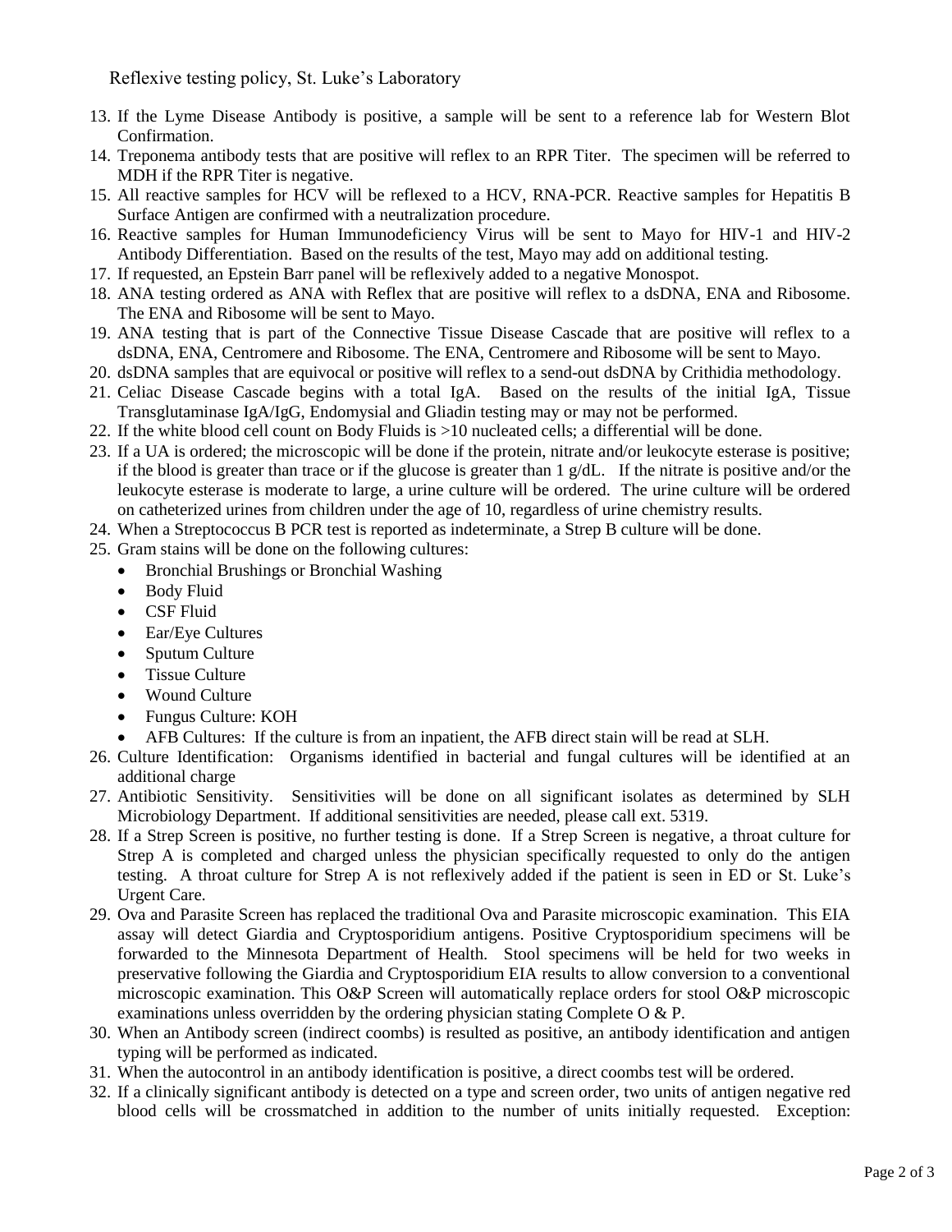Reflexive testing policy, St. Luke's Laboratory

13. If the Lyme Disease Antibody is positive, a sample will be sent to a reference lab for Western Blot Confirmation.
14. Treponema antibody tests that are positive will reflex to an RPR Titer. The specimen will be referred to MDH if the RPR Titer is negative.
15. All reactive samples for HCV will be reflexed to a HCV, RNA-PCR. Reactive samples for Hepatitis B Surface Antigen are confirmed with a neutralization procedure.
16. Reactive samples for Human Immunodeficiency Virus will be sent to Mayo for HIV-1 and HIV-2 Antibody Differentiation. Based on the results of the test, Mayo may add on additional testing.
17. If requested, an Epstein Barr panel will be reflexively added to a negative Monospot.
18. ANA testing ordered as ANA with Reflex that are positive will reflex to a dsDNA, ENA and Ribosome. The ENA and Ribosome will be sent to Mayo.
19. ANA testing that is part of the Connective Tissue Disease Cascade that are positive will reflex to a dsDNA, ENA, Centromere and Ribosome. The ENA, Centromere and Ribosome will be sent to Mayo.
20. dsDNA samples that are equivocal or positive will reflex to a send-out dsDNA by Crithidia methodology.
21. Celiac Disease Cascade begins with a total IgA. Based on the results of the initial IgA, Tissue Transglutaminase IgA/IgG, Endomysial and Gliadin testing may or may not be performed.
22. If the white blood cell count on Body Fluids is >10 nucleated cells; a differential will be done.
23. If a UA is ordered; the microscopic will be done if the protein, nitrate and/or leukocyte esterase is positive; if the blood is greater than trace or if the glucose is greater than 1 g/dL. If the nitrate is positive and/or the leukocyte esterase is moderate to large, a urine culture will be ordered. The urine culture will be ordered on catheterized urines from children under the age of 10, regardless of urine chemistry results.
24. When a Streptococcus B PCR test is reported as indeterminate, a Strep B culture will be done.
25. Gram stains will be done on the following cultures:
    - Bronchial Brushings or Bronchial Washing
    - Body Fluid
    - CSF Fluid
    - Ear/Eye Cultures
    - Sputum Culture
    - Tissue Culture
    - Wound Culture
    - Fungus Culture: KOH
    - AFB Cultures: If the culture is from an inpatient, the AFB direct stain will be read at SLH.
26. Culture Identification: Organisms identified in bacterial and fungal cultures will be identified at an additional charge
27. Antibiotic Sensitivity. Sensitivities will be done on all significant isolates as determined by SLH Microbiology Department. If additional sensitivities are needed, please call ext. 5319.
28. If a Strep Screen is positive, no further testing is done. If a Strep Screen is negative, a throat culture for Strep A is completed and charged unless the physician specifically requested to only do the antigen testing. A throat culture for Strep A is not reflexively added if the patient is seen in ED or St. Luke's Urgent Care.
29. Ova and Parasite Screen has replaced the traditional Ova and Parasite microscopic examination. This EIA assay will detect Giardia and Cryptosporidium antigens. Positive Cryptosporidium specimens will be forwarded to the Minnesota Department of Health. Stool specimens will be held for two weeks in preservative following the Giardia and Cryptosporidium EIA results to allow conversion to a conventional microscopic examination. This O&P Screen will automatically replace orders for stool O&P microscopic examinations unless overridden by the ordering physician stating Complete O & P.
30. When an Antibody screen (indirect coombs) is resulted as positive, an antibody identification and antigen typing will be performed as indicated.
31. When the autocontrol in an antibody identification is positive, a direct coombs test will be ordered.
32. If a clinically significant antibody is detected on a type and screen order, two units of antigen negative red blood cells will be crossmatched in addition to the number of units initially requested. Exception: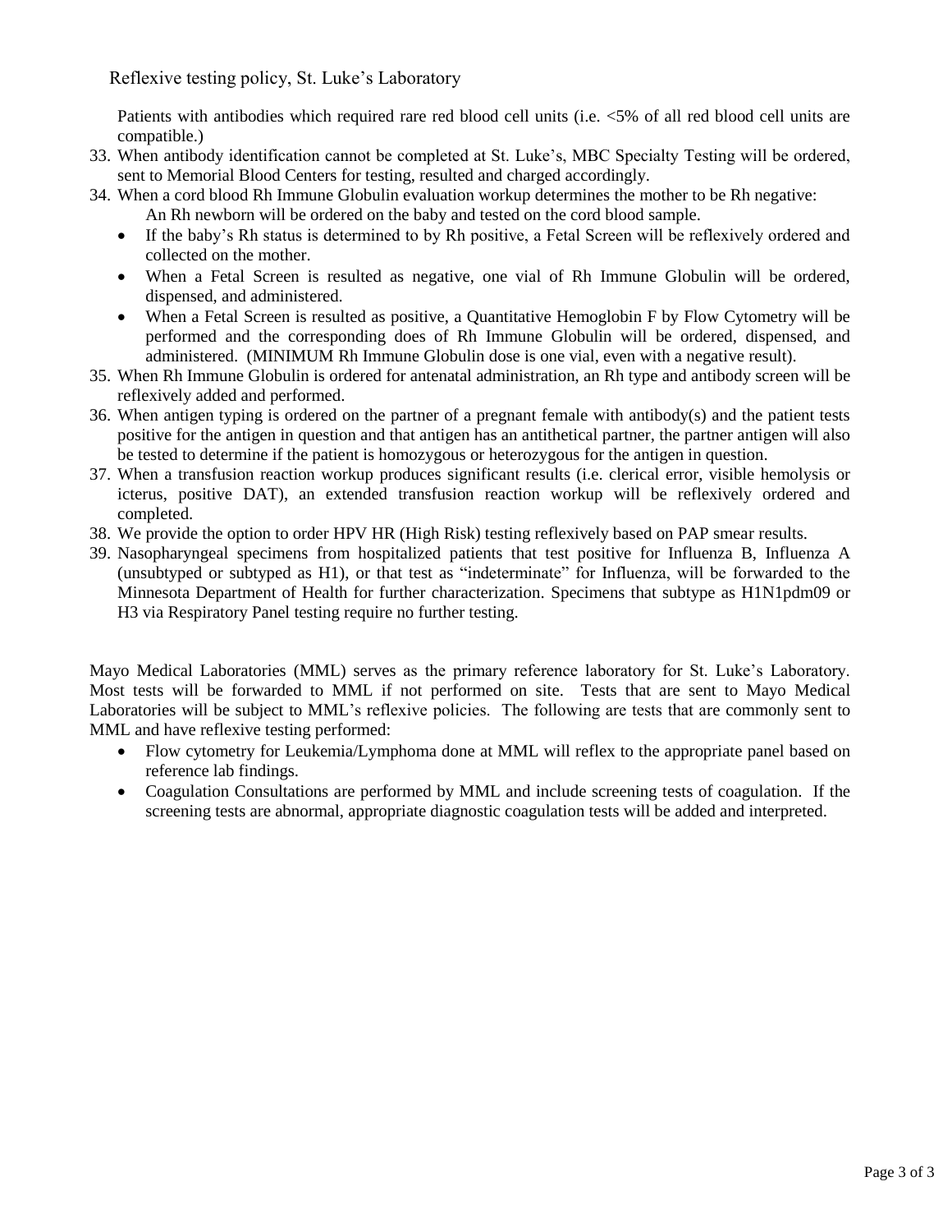Patients with antibodies which required rare red blood cell units (i.e. <5% of all red blood cell units are compatible.)

33. When antibody identification cannot be completed at St. Luke's, MBC Specialty Testing will be ordered, sent to Memorial Blood Centers for testing, resulted and charged accordingly.
34. When a cord blood Rh Immune Globulin evaluation workup determines the mother to be Rh negative: An Rh newborn will be ordered on the baby and tested on the cord blood sample.
    - If the baby's Rh status is determined to by Rh positive, a Fetal Screen will be reflexively ordered and collected on the mother.
    - When a Fetal Screen is resulted as negative, one vial of Rh Immune Globulin will be ordered, dispensed, and administered.
    - When a Fetal Screen is resulted as positive, a Quantitative Hemoglobin F by Flow Cytometry will be performed and the corresponding does of Rh Immune Globulin will be ordered, dispensed, and administered. (MINIMUM Rh Immune Globulin dose is one vial, even with a negative result).
35. When Rh Immune Globulin is ordered for antenatal administration, an Rh type and antibody screen will be reflexively added and performed.
36. When antigen typing is ordered on the partner of a pregnant female with antibody(s) and the patient tests positive for the antigen in question and that antigen has an antithetical partner, the partner antigen will also be tested to determine if the patient is homozygous or heterozygous for the antigen in question.
37. When a transfusion reaction workup produces significant results (i.e. clerical error, visible hemolysis or icterus, positive DAT), an extended transfusion reaction workup will be reflexively ordered and completed.
38. We provide the option to order HPV HR (High Risk) testing reflexively based on PAP smear results.
39. Nasopharyngeal specimens from hospitalized patients that test positive for Influenza B, Influenza A (unsubtyped or subtyped as H1), or that test as "indeterminate" for Influenza, will be forwarded to the Minnesota Department of Health for further characterization. Specimens that subtype as H1N1pdm09 or H3 via Respiratory Panel testing require no further testing.

Mayo Medical Laboratories (MML) serves as the primary reference laboratory for St. Luke's Laboratory. Most tests will be forwarded to MML if not performed on site. Tests that are sent to Mayo Medical Laboratories will be subject to MML's reflexive policies. The following are tests that are commonly sent to MML and have reflexive testing performed:

- Flow cytometry for Leukemia/Lymphoma done at MML will reflex to the appropriate panel based on reference lab findings.
- Coagulation Consultations are performed by MML and include screening tests of coagulation. If the screening tests are abnormal, appropriate diagnostic coagulation tests will be added and interpreted.